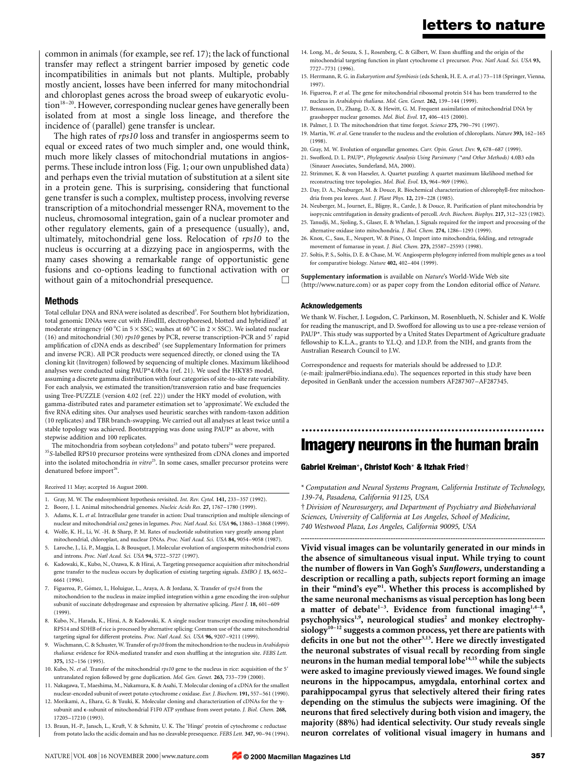common in animals (for example, see ref. 17); the lack of functional transfer may reflect a stringent barrier imposed by genetic code incompatibilities in animals but not plants. Multiple, probably mostly ancient, losses have been inferred for many mitochondrial and chloroplast genes across the broad sweep of eukaryotic evolution[18–20]. However, corresponding nuclear genes have generally been isolated from at most a single loss lineage, and therefore the incidence of (parallel) gene transfer is unclear.

The high rates of *rps10* loss and transfer in angiosperms seem to equal or exceed rates of two much simpler and, one would think, much more likely classes of mitochondrial mutations in angiosperms. These include intron loss (Fig. 1; our own unpublished data) and perhaps even the trivial mutation of substitution at a silent site in a protein gene. This is surprising, considering that functional gene transfer is such a complex, multistep process, involving reverse transcription of a mitochondrial messenger RNA, movement to the nucleus, chromosomal integration, gain of a nuclear promoter and other regulatory elements, gain of a presequence (usually), and, ultimately, mitochondrial gene loss. Relocation of *rps10* to the nucleus is occurring at a dizzying pace in angiosperms, with the many cases showing a remarkable range of opportunistic gene fusions and co-options leading to functional activation with or without gain of a mitochondrial presequence. □

## Methods

Total cellular DNA and RNA were isolated as described[3]. For Southern blot hybridization, total genomic DNAs were cut with *Hin*dIII, electrophoresed, blotted and hybridized[3] at moderate stringency (60 °C in 5 × SSC; washes at 60 °C in 2 × SSC). We isolated nuclear (16) and mitochondrial (30) *rps10* genes by PCR, reverse transcription-PCR and 5′ rapid amplification of cDNA ends as described[3] (see Supplementary Information for primers and inverse PCR). All PCR products were sequenced directly, or cloned using the TA cloning kit (Invitrogen) followed by sequencing of multiple clones. Maximum likelihood analyses were conducted using PAUP*4.0b3a (ref. 21). We used the HKY85 model, assuming a discrete gamma distribution with four categories of site-to-site rate variability. For each analysis, we estimated the transition/transversion ratio and base frequencies using Tree-PUZZLE (version 4.02 (ref. 22)) under the HKY model of evolution, with gamma-distributed rates and parameter estimation set to 'approximate'. We excluded the five RNA editing sites. Our analyses used heuristic searches with random-taxon addition (10 replicates) and TBR branch-swapping. We carried out all analyses at least twice until a stable topology was achieved. Bootstrapping was done using PAUP* as above, with stepwise addition and 100 replicates.

The mitochondria from soybean cotyledons[23] and potato tubers[24] were prepared. $^{35}S$-labelled RPS10 precursor proteins were synthesized from cDNA clones and imported into the isolated mitochondria *in vitro*[25]. In some cases, smaller precursor proteins were denatured before import[26].

Received 11 May; accepted 16 August 2000.

1. Gray, M. W. The endosymbiont hypothesis revisited. *Int. Rev. Cytol.* **141,** 233–357 (1992).
2. Boore, J. L. Animal mitochondrial genomes. *Nucleic Acids Res.* **27,** 1767–1780 (1999).
3. Adams, K. L. *et al.* Intracellular gene transfer in action: Dual transcription and multiple silencings of nuclear and mitochondrial *cox2* genes in legumes. *Proc. Natl Acad. Sci. USA* **96,** 13863–13868 (1999).
4. Wolfe, K. H., Li, W. -H. & Sharp, P. M. Rates of nucleotide substitution vary greatly among plant mitochondrial, chloroplast, and nuclear DNAs. *Proc. Natl Acad. Sci. USA* **84,** 9054–9058 (1987).
5. Laroche, J., Li, P., Maggia, L. & Bousquet, J. Molecular evolution of angiosperm mitochondrial exons and introns. *Proc. Natl Acad. Sci. USA* **94,** 5722–5727 (1997).
6. Kadowaki, K., Kubo, N., Ozawa, K. & Hirai, A. Targeting presequence acquisition after mitochondrial gene transfer to the nucleus occurs by duplication of existing targeting signals. *EMBO J.* **15,** 6652–6661 (1996).
7. Figueroa, P., Gómez, I., Holuigue, L., Araya, A. & Jordana, X. Transfer of *rps14* from the mitochondrion to the nucleus in maize implied integration within a gene encoding the iron-sulphur subunit of succinate dehydrogenase and expression by alternative splicing. *Plant J.* **18,** 601–609 (1999).
8. Kubo, N., Harada, K., Hirai, A. & Kadowaki, K. A single nuclear transcript encoding mitochondrial RPS14 and SDHB of rice is processed by alternative splicing: Common use of the same mitochondrial targeting signal for different proteins. *Proc. Natl Acad. Sci. USA* **96,** 9207–9211 (1999).
9. Wischmann, C. & Schuster, W. Transfer of *rps10* from the mitochondrion to the nucleus in *Arabidopsis thaliana*: evidence for RNA-mediated transfer and exon shuffling at the integration site. *FEBS Lett.* **375,** 152–156 (1995).
10. Kubo, N. *et al.* Transfer of the mitochondrial *rps10* gene to the nucleus in rice: acquisition of the 5′ untranslated region followed by gene duplication. *Mol. Gen. Genet.* **263,** 733–739 (2000).
11. Nakagawa, T., Maeshima, M., Nakamura, K. & Asahi, T. Molecular cloning of a cDNA for the smallest nuclear-encoded subunit of sweet potato cytochrome *c* oxidase. *Eur. J. Biochem.* **191,** 557–561 (1990).
12. Morikami, A., Ehara, G. & Yuuki, K. Molecular cloning and characterization of cDNAs for the γ-subunit and ε-subunit of mitochondrial F1F0 ATP synthase from sweet potato. *J. Biol. Chem.* **268,** 17205–17210 (1993).
13. Braun, H.-P., Jansch, L., Kruft, V. & Schmitz, U. K. The 'Hinge' protein of cytochrome *c* reductase from potato lacks the acidic domain and has no cleavable presequence. *FEBS Lett.* **347,** 90–94 (1994).
14. Long, M., de Souza, S. J., Rosenberg, C. & Gilbert, W. Exon shuffling and the origin of the mitochondrial targeting function in plant cytochrome c1 precursor. *Proc. Natl Acad. Sci. USA* **93,** 7727–7731 (1996).
15. Herrmann, R. G. in *Eukaryotism and Symbiosis* (eds Schenk, H. E. A. *et al.*) 73–118 (Springer, Vienna, 1997).
16. Figueroa, P. *et al.* The gene for mitochondrial ribosomal protein S14 has been transferred to the nucleus in *Arabidopsis thaliana*. *Mol. Gen. Genet.* **262,** 139–144 (1999).
17. Bensasson, D., Zhang, D.-X. & Hewitt, G. M. Frequent assimilation of mitochondrial DNA by grasshopper nuclear genomes. *Mol. Biol. Evol.* **17,** 406–415 (2000).
18. Palmer, J. D. The mitochondrion that time forgot. *Science* **275,** 790–791 (1997).
19. Martin, W. *et al.* Gene transfer to the nucleus and the evolution of chloroplasts. *Nature* **393,** 162–165 (1998).
20. Gray, M. W. Evolution of organellar genomes. *Curr. Opin. Genet. Dev.* **9,** 678–687 (1999).
21. Swofford, D. L. PAUP*, *Phylogenetic Analysis Using Parsimony (*and Other Methods)* 4.0B3 edn (Sinauer Associates, Sunderland, MA, 2000).
22. Strimmer, K. & von Haeseler, A. Quartet puzzling: A quartet maximum likelihood method for reconstructing tree topologies. *Mol. Biol. Evol.* **13,** 964–969 (1996).
23. Day, D. A., Neuburger, M. & Douce, R. Biochemical characterization of chlorophyll-free mitochondria from pea leaves. *Aust. J. Plant Phys.* **12,** 219–228 (1985).
24. Neuberger, M., Journet, E., Bligny, R., Carde, J. & Douce, R. Purification of plant mitochondria by isopycnic centrifugation in density gradients of percoll. *Arch. Biochem. Biophys.* **217,** 312–323 (1982).
25. Tanudji, M., Sjoling, S., Glaser, E. & Whelan, J. Signals required for the import and processing of the alternative oxidase into mitochondria. *J. Biol. Chem.* **274,** 1286–1293 (1999).
26. Knox, C., Sass, E., Neupert, W. & Pines, O. Import into mitochondria, folding, and retrograde movement of fumarase in yeast. *J. Biol. Chem.* **273,** 25587–25593 (1998).
27. Soltis, P. S., Soltis, D. E. & Chase, M. W. Angiosperm phylogeny inferred from multiple genes as a tool for comparative biology. *Nature* **402,** 402–404 (1999).

**Supplementary information** is available on *Nature*'s World-Wide Web site (http://www.nature.com) or as paper copy from the London editorial office of *Nature*.

### Acknowledgements

We thank W. Fischer, J. Logsdon, C. Parkinson, M. Rosenblueth, N. Schisler and K. Wolfe for reading the manuscript, and D. Swofford for allowing us to use a pre-release version of PAUP*. This study was supported by a United States Department of Agriculture graduate fellowship to K.L.A., grants to Y.L.Q. and J.D.P. from the NIH, and grants from the Australian Research Council to J.W.

Correspondence and requests for materials should be addressed to J.D.P. (e-mail: jpalmer@bio.indiana.edu). The sequences reported in this study have been deposited in GenBank under the accession numbers AF287307–AF287345.

# Imagery neurons in the human brain

**Gabriel Kreiman*, Christof Koch* & Itzhak Fried†**

\* *Computation and Neural Systems Program, California Institute of Technology, 139-74, Pasadena, California 91125, USA*

† *Division of Neurosurgery, and Department of Psychiatry and Biobehavioral Sciences, University of California at Los Angeles, School of Medicine, 740 Westwood Plaza, Los Angeles, California 90095, USA*

**Vivid visual images can be voluntarily generated in our minds in the absence of simultaneous visual input. While trying to count the number of flowers in Van Gogh's *Sunflowers*, understanding a description or recalling a path, subjects report forming an image in their "mind's eye"[1]. Whether this process is accomplished by the same neuronal mechanisms as visual perception has long been a matter of debate[1–3]. Evidence from functional imaging[1,4–8], psychophysics[1,9], neurological studies[2] and monkey electrophysiology[10–12] suggests a common process, yet there are patients with deficits in one but not the other[3,13]. Here we directly investigated the neuronal substrates of visual recall by recording from single neurons in the human medial temporal lobe[14,15] while the subjects were asked to imagine previously viewed images. We found single neurons in the hippocampus, amygdala, entorhinal cortex and parahippocampal gyrus that selectively altered their firing rates depending on the stimulus the subjects were imagining. Of the neurons that fired selectively during both vision and imagery, the majority (88%) had identical selectivity. Our study reveals single neuron correlates of volitional visual imagery in humans and**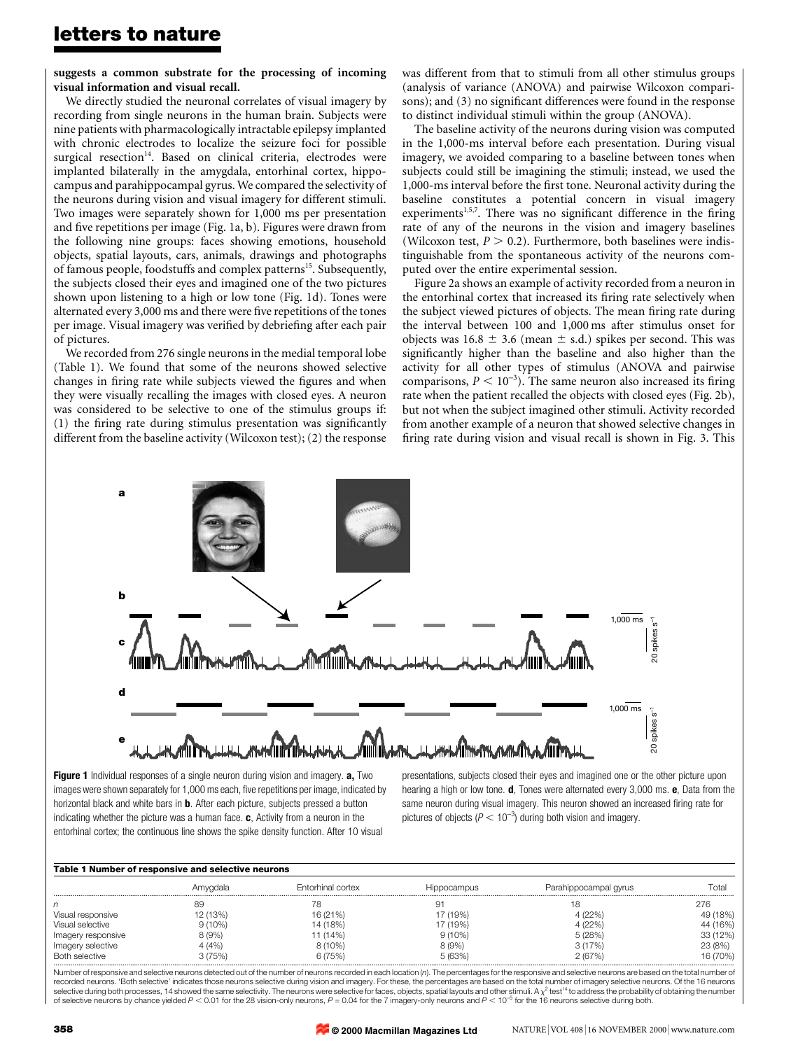**suggests a common substrate for the processing of incoming visual information and visual recall.**

We directly studied the neuronal correlates of visual imagery by recording from single neurons in the human brain. Subjects were nine patients with pharmacologically intractable epilepsy implanted with chronic electrodes to localize the seizure foci for possible surgical resection[14]. Based on clinical criteria, electrodes were implanted bilaterally in the amygdala, entorhinal cortex, hippocampus and parahippocampal gyrus. We compared the selectivity of the neurons during vision and visual imagery for different stimuli. Two images were separately shown for 1,000 ms per presentation and five repetitions per image (Fig. 1a, b). Figures were drawn from the following nine groups: faces showing emotions, household objects, spatial layouts, cars, animals, drawings and photographs of famous people, foodstuffs and complex patterns[15]. Subsequently, the subjects closed their eyes and imagined one of the two pictures shown upon listening to a high or low tone (Fig. 1d). Tones were alternated every 3,000 ms and there were five repetitions of the tones per image. Visual imagery was verified by debriefing after each pair of pictures.

We recorded from 276 single neurons in the medial temporal lobe (Table 1). We found that some of the neurons showed selective changes in firing rate while subjects viewed the figures and when they were visually recalling the images with closed eyes. A neuron was considered to be selective to one of the stimulus groups if: (1) the firing rate during stimulus presentation was significantly different from the baseline activity (Wilcoxon test); (2) the response was different from that to stimuli from all other stimulus groups (analysis of variance (ANOVA) and pairwise Wilcoxon comparisons); and (3) no significant differences were found in the response to distinct individual stimuli within the group (ANOVA).

The baseline activity of the neurons during vision was computed in the 1,000-ms interval before each presentation. During visual imagery, we avoided comparing to a baseline between tones when subjects could still be imagining the stimuli; instead, we used the 1,000-ms interval before the first tone. Neuronal activity during the baseline constitutes a potential concern in visual imagery experiments[1,5,7]. There was no significant difference in the firing rate of any of the neurons in the vision and imagery baselines (Wilcoxon test, $P > 0.2$). Furthermore, both baselines were indistinguishable from the spontaneous activity of the neurons computed over the entire experimental session.

Figure 2a shows an example of activity recorded from a neuron in the entorhinal cortex that increased its firing rate selectively when the subject viewed pictures of objects. The mean firing rate during the interval between 100 and 1,000 ms after stimulus onset for objects was $16.8 \pm 3.6$ (mean $\pm$ s.d.) spikes per second. This was significantly higher than the baseline and also higher than the activity for all other types of stimulus (ANOVA and pairwise comparisons, $P < 10^{-3}$). The same neuron also increased its firing rate when the patient recalled the objects with closed eyes (Fig. 2b), but not when the subject imagined other stimuli. Activity recorded from another example of a neuron that showed selective changes in firing rate during vision and visual recall is shown in Fig. 3. This

**Figure 1** Individual responses of a single neuron during vision and imagery. **a,** Two images were shown separately for 1,000 ms each, five repetitions per image, indicated by horizontal black and white bars in **b**. After each picture, subjects pressed a button indicating whether the picture was a human face. **c**, Activity from a neuron in the entorhinal cortex; the continuous line shows the spike density function. After 10 visual presentations, subjects closed their eyes and imagined one or the other picture upon hearing a high or low tone. **d**, Tones were alternated every 3,000 ms. **e**, Data from the same neuron during visual imagery. This neuron showed an increased firing rate for pictures of objects ($P < 10^{-3}$) during both vision and imagery.

**Table 1 Number of responsive and selective neurons**

| | Amygdala | Entorhinal cortex | Hippocampus | Parahippocampal gyrus | Total |
|---|---|---|---|---|---|
| $n$ | 89 | 78 | 91 | 18 | 276 |
| Visual responsive | 12 (13%) | 16 (21%) | 17 (19%) | 4 (22%) | 49 (18%) |
| Visual selective | 9 (10%) | 14 (18%) | 17 (19%) | 4 (22%) | 44 (16%) |
| Imagery responsive | 8 (9%) | 11 (14%) | 9 (10%) | 5 (28%) | 33 (12%) |
| Imagery selective | 4 (4%) | 8 (10%) | 8 (9%) | 3 (17%) | 23 (8%) |
| Both selective | 3 (75%) | 6 (75%) | 5 (63%) | 2 (67%) | 16 (70%) |

Number of responsive and selective neurons detected out of the number of neurons recorded in each location ($n$). The percentages for the responsive and selective neurons are based on the total number of recorded neurons. 'Both selective' indicates those neurons selective during vision and imagery. For these, the percentages are based on the total number of imagery selective neurons. Of the 16 neurons selective during both processes, 14 showed the same selectivity. The neurons were selective for faces, objects, spatial layouts and other stimuli. A $\chi^2$ test[14] to address the probability of obtaining the number of selective neurons by chance yielded $P < 0.01$ for the 28 vision-only neurons, $P = 0.04$ for the 7 imagery-only neurons and $P < 10^{-5}$ for the 16 neurons selective during both.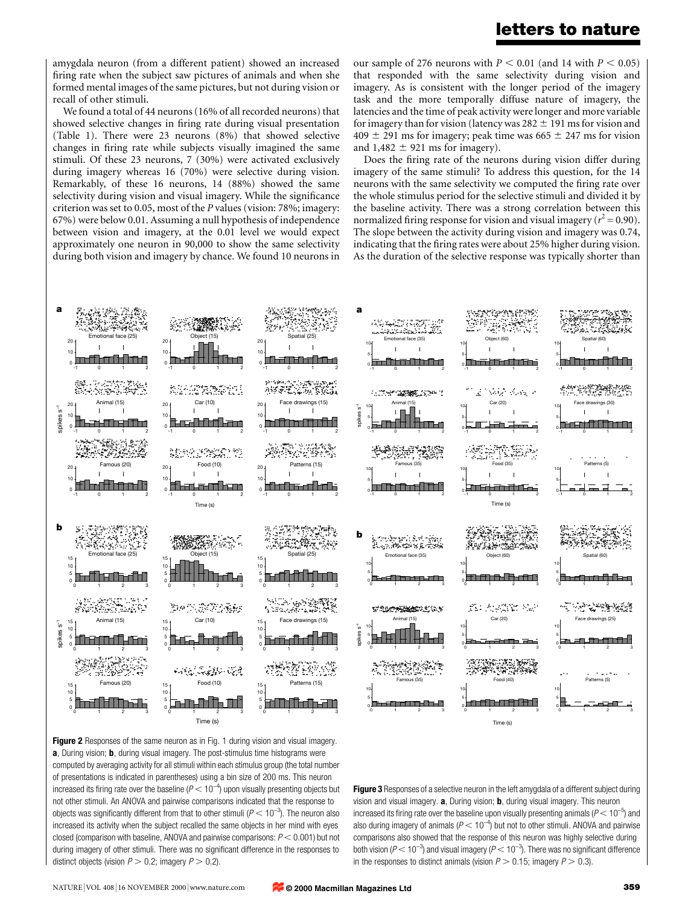amygdala neuron (from a different patient) showed an increased firing rate when the subject saw pictures of animals and when she formed mental images of the same pictures, but not during vision or recall of other stimuli.

We found a total of 44 neurons (16% of all recorded neurons) that showed selective changes in firing rate during visual presentation (Table 1). There were 23 neurons (8%) that showed selective changes in firing rate while subjects visually imagined the same stimuli. Of these 23 neurons, 7 (30%) were activated exclusively during imagery whereas 16 (70%) were selective during vision. Remarkably, of these 16 neurons, 14 (88%) showed the same selectivity during vision and visual imagery. While the significance criterion was set to 0.05, most of the $P$ values (vision: 78%; imagery: 67%) were below 0.01. Assuming a null hypothesis of independence between vision and imagery, at the 0.01 level we would expect approximately one neuron in 90,000 to show the same selectivity during both vision and imagery by chance. We found 10 neurons in our sample of 276 neurons with $P < 0.01$ (and 14 with $P < 0.05$) that responded with the same selectivity during vision and imagery. As is consistent with the longer period of the imagery task and the more temporally diffuse nature of imagery, the latencies and the time of peak activity were longer and more variable for imagery than for vision (latency was $282 \pm 191$ ms for vision and $409 \pm 291$ ms for imagery; peak time was $665 \pm 247$ ms for vision and $1{,}482 \pm 921$ ms for imagery).

Does the firing rate of the neurons during vision differ during imagery of the same stimuli? To address this question, for the 14 neurons with the same selectivity we computed the firing rate over the whole stimulus period for the selective stimuli and divided it by the baseline activity. There was a strong correlation between this normalized firing response for vision and visual imagery ($r^2 = 0.90$). The slope between the activity during vision and imagery was 0.74, indicating that the firing rates were about 25% higher during vision. As the duration of the selective response was typically shorter than

**Figure 2** Responses of the same neuron as in Fig. 1 during vision and visual imagery. **a**, During vision; **b**, during visual imagery. The post-stimulus time histograms were computed by averaging activity for all stimuli within each stimulus group (the total number of presentations is indicated in parentheses) using a bin size of 200 ms. This neuron increased its firing rate over the baseline ($P < 10^{-4}$) upon visually presenting objects but not other stimuli. An ANOVA and pairwise comparisons indicated that the response to objects was significantly different from that to other stimuli ($P < 10^{-3}$). The neuron also increased its activity when the subject recalled the same objects in her mind with eyes closed (comparison with baseline, ANOVA and pairwise comparisons: $P < 0.001$) but not during imagery of other stimuli. There was no significant difference in the responses to distinct objects (vision $P > 0.2$; imagery $P > 0.2$).

**Figure 3** Responses of a selective neuron in the left amygdala of a different subject during vision and visual imagery. **a**, During vision; **b**, during visual imagery. This neuron increased its firing rate over the baseline upon visually presenting animals ($P < 10^{-5}$) and also during imagery of animals ($P < 10^{-4}$) but not to other stimuli. ANOVA and pairwise comparisons also showed that the response of this neuron was highly selective during both vision ($P < 10^{-3}$) and visual imagery ($P < 10^{-3}$). There was no significant difference in the responses to distinct animals (vision $P > 0.15$; imagery $P > 0.3$).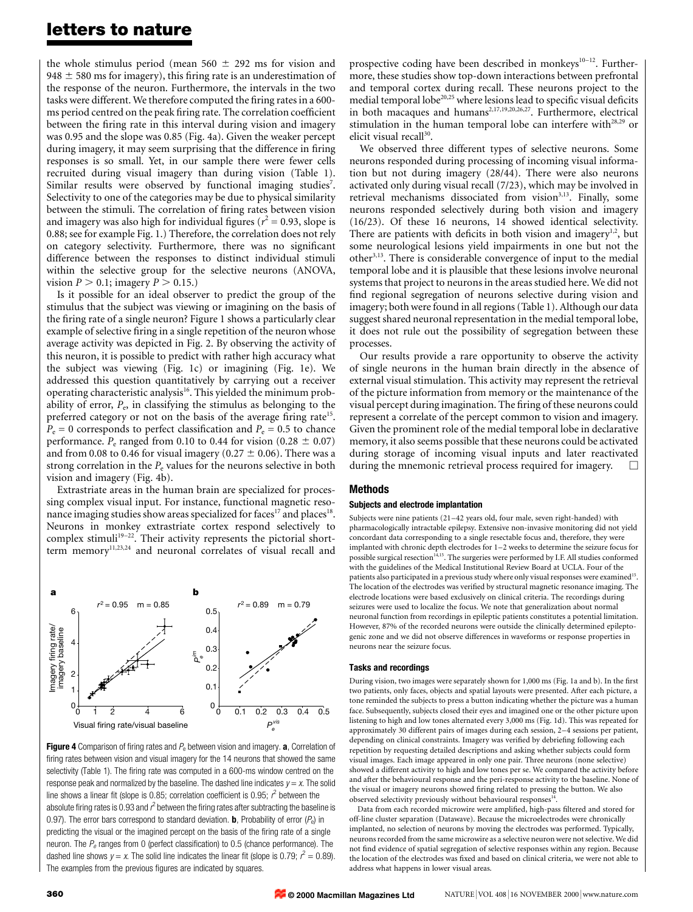the whole stimulus period (mean 560 ± 292 ms for vision and 948 ± 580 ms for imagery), this firing rate is an underestimation of the response of the neuron. Furthermore, the intervals in the two tasks were different. We therefore computed the firing rates in a 600-ms period centred on the peak firing rate. The correlation coefficient between the firing rate in this interval during vision and imagery was 0.95 and the slope was 0.85 (Fig. 4a). Given the weaker percept during imagery, it may seem surprising that the difference in firing responses is so small. Yet, in our sample there were fewer cells recruited during visual imagery than during vision (Table 1). Similar results were observed by functional imaging studies[7]. Selectivity to one of the categories may be due to physical similarity between the stimuli. The correlation of firing rates between vision and imagery was also high for individual figures ($r^2 = 0.93$, slope is 0.88; see for example Fig. 1.) Therefore, the correlation does not rely on category selectivity. Furthermore, there was no significant difference between the responses to distinct individual stimuli within the selective group for the selective neurons (ANOVA, vision $P > 0.1$; imagery $P > 0.15$.)

Is it possible for an ideal observer to predict the group of the stimulus that the subject was viewing or imagining on the basis of the firing rate of a single neuron? Figure 1 shows a particularly clear example of selective firing in a single repetition of the neuron whose average activity was depicted in Fig. 2. By observing the activity of this neuron, it is possible to predict with rather high accuracy what the subject was viewing (Fig. 1c) or imagining (Fig. 1e). We addressed this question quantitatively by carrying out a receiver operating characteristic analysis[16]. This yielded the minimum probability of error, $P_e$, in classifying the stimulus as belonging to the preferred category or not on the basis of the average firing rate[15]. $P_e = 0$ corresponds to perfect classification and $P_e = 0.5$ to chance performance. $P_e$ ranged from 0.10 to 0.44 for vision (0.28 ± 0.07) and from 0.08 to 0.46 for visual imagery (0.27 ± 0.06). There was a strong correlation in the $P_e$ values for the neurons selective in both vision and imagery (Fig. 4b).

Extrastriate areas in the human brain are specialized for processing complex visual input. For instance, functional magnetic resonance imaging studies show areas specialized for faces[17] and places[18]. Neurons in monkey extrastriate cortex respond selectively to complex stimuli[19–22]. Their activity represents the pictorial short-term memory[11,23,24] and neuronal correlates of visual recall and prospective coding have been described in monkeys[10–12]. Furthermore, these studies show top-down interactions between prefrontal and temporal cortex during recall. These neurons project to the medial temporal lobe[20,25] where lesions lead to specific visual deficits in both macaques and humans[2,17,19,20,26,27]. Furthermore, electrical stimulation in the human temporal lobe can interfere with[28,29] or elicit visual recall[30].

We observed three different types of selective neurons. Some neurons responded during processing of incoming visual information but not during imagery (28/44). There were also neurons activated only during visual recall (7/23), which may be involved in retrieval mechanisms dissociated from vision[3,13]. Finally, some neurons responded selectively during both vision and imagery (16/23). Of these 16 neurons, 14 showed identical selectivity. There are patients with deficits in both vision and imagery[1,2], but some neurological lesions yield impairments in one but not the other[3,13]. There is considerable convergence of input to the medial temporal lobe and it is plausible that these lesions involve neuronal systems that project to neurons in the areas studied here. We did not find regional segregation of neurons selective during vision and imagery; both were found in all regions (Table 1). Although our data suggest shared neuronal representation in the medial temporal lobe, it does not rule out the possibility of segregation between these processes.

Our results provide a rare opportunity to observe the activity of single neurons in the human brain directly in the absence of external visual stimulation. This activity may represent the retrieval of the picture information from memory or the maintenance of the visual percept during imagination. The firing of these neurons could represent a correlate of the percept common to vision and imagery. Given the prominent role of the medial temporal lobe in declarative memory, it also seems possible that these neurons could be activated during storage of incoming visual inputs and later reactivated during the mnemonic retrieval process required for imagery. □

**Figure 4** Comparison of firing rates and $P_e$ between vision and imagery. **a**, Correlation of firing rates between vision and visual imagery for the 14 neurons that showed the same selectivity (Table 1). The firing rate was computed in a 600-ms window centred on the response peak and normalized by the baseline. The dashed line indicates $y = x$. The solid line shows a linear fit (slope is 0.85; correlation coefficient is 0.95; $r^2$ between the absolute firing rates is 0.93 and $r^2$ between the firing rates after subtracting the baseline is 0.97). The error bars correspond to standard deviation. **b**, Probability of error ($P_e$) in predicting the visual or the imagined percept on the basis of the firing rate of a single neuron. The $P_e$ ranges from 0 (perfect classification) to 0.5 (chance performance). The dashed line shows $y = x$. The solid line indicates the linear fit (slope is 0.79; $r^2 = 0.89$). The examples from the previous figures are indicated by squares.

## Methods

### Subjects and electrode implantation

Subjects were nine patients (21–42 years old, four male, seven right-handed) with pharmacologically intractable epilepsy. Extensive non-invasive monitoring did not yield concordant data corresponding to a single resectable focus and, therefore, they were implanted with chronic depth electrodes for 1–2 weeks to determine the seizure focus for possible surgical resection[14,15]. The surgeries were performed by I.F. All studies conformed with the guidelines of the Medical Institutional Review Board at UCLA. Four of the patients also participated in a previous study where only visual responses were examined[15]. The location of the electrodes was verified by structural magnetic resonance imaging. The electrode locations were based exclusively on clinical criteria. The recordings during seizures were used to localize the focus. We note that generalization about normal neuronal function from recordings in epileptic patients constitutes a potential limitation. However, 87% of the recorded neurons were outside the clinically determined epileptogenic zone and we did not observe differences in waveforms or response properties in neurons near the seizure focus.

### Tasks and recordings

During vision, two images were separately shown for 1,000 ms (Fig. 1a and b). In the first two patients, only faces, objects and spatial layouts were presented. After each picture, a tone reminded the subjects to press a button indicating whether the picture was a human face. Subsequently, subjects closed their eyes and imagined one or the other picture upon listening to high and low tones alternated every 3,000 ms (Fig. 1d). This was repeated for approximately 30 different pairs of images during each session, 2–4 sessions per patient, depending on clinical constraints. Imagery was verified by debriefing following each repetition by requesting detailed descriptions and asking whether subjects could form visual images. Each image appeared in only one pair. Three neurons (none selective) showed a different activity to high and low tones per se. We compared the activity before and after the behavioural response and the peri-response activity to the baseline. None of the visual or imagery neurons showed firing related to pressing the button. We also observed selectivity previously without behavioural responses[14].

Data from each recorded microwire were amplified, high-pass filtered and stored for off-line cluster separation (Datawave). Because the microelectrodes were chronically implanted, no selection of neurons by moving the electrodes was performed. Typically, neurons recorded from the same microwire as a selective neuron were not selective. We did not find evidence of spatial segregation of selective responses within any region. Because the location of the electrodes was fixed and based on clinical criteria, we were not able to address what happens in lower visual areas.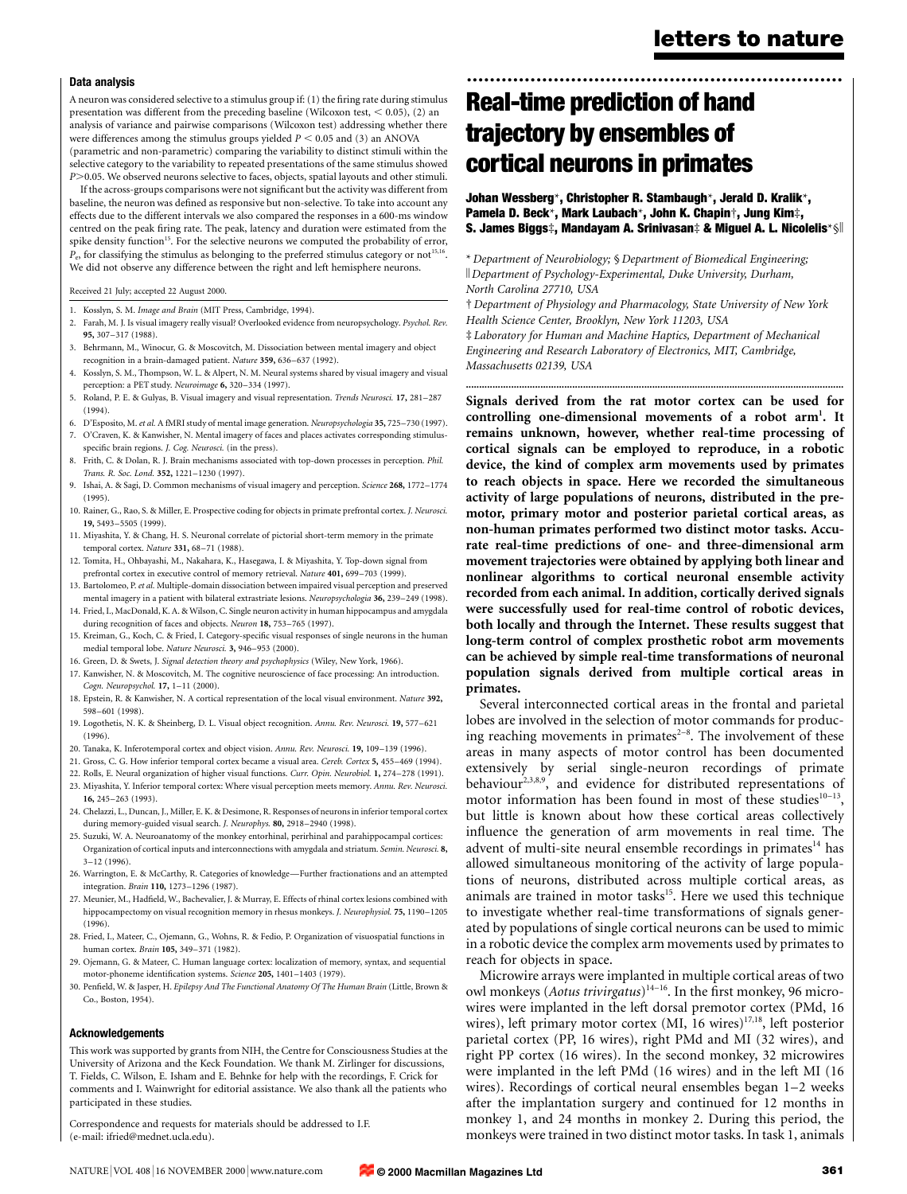### Data analysis

A neuron was considered selective to a stimulus group if: (1) the firing rate during stimulus presentation was different from the preceding baseline (Wilcoxon test, $< 0.05$), (2) an analysis of variance and pairwise comparisons (Wilcoxon test) addressing whether there were differences among the stimulus groups yielded $P < 0.05$ and (3) an ANOVA (parametric and non-parametric) comparing the variability to distinct stimuli within the selective category to the variability to repeated presentations of the same stimulus showed $P > 0.05$. We observed neurons selective to faces, objects, spatial layouts and other stimuli.

If the across-groups comparisons were not significant but the activity was different from baseline, the neuron was defined as responsive but non-selective. To take into account any effects due to the different intervals we also compared the responses in a 600-ms window centred on the peak firing rate. The peak, latency and duration were estimated from the spike density function[15]. For the selective neurons we computed the probability of error, $P_e$, for classifying the stimulus as belonging to the preferred stimulus category or not[15,16]. We did not observe any difference between the right and left hemisphere neurons.

Received 21 July; accepted 22 August 2000.

1. Kosslyn, S. M. *Image and Brain* (MIT Press, Cambridge, 1994).
2. Farah, M. J. Is visual imagery really visual? Overlooked evidence from neuropsychology. *Psychol. Rev.* **95,** 307–317 (1988).
3. Behrmann, M., Winocur, G. & Moscovitch, M. Dissociation between mental imagery and object recognition in a brain-damaged patient. *Nature* **359,** 636–637 (1992).
4. Kosslyn, S. M., Thompson, W. L. & Alpert, N. M. Neural systems shared by visual imagery and visual perception: a PET study. *Neuroimage* **6,** 320–334 (1997).
5. Roland, P. E. & Gulyas, B. Visual imagery and visual representation. *Trends Neurosci.* **17,** 281–287 (1994).
6. D'Esposito, M. *et al.* A fMRI study of mental image generation. *Neuropsychologia* **35,** 725–730 (1997).
7. O'Craven, K. & Kanwisher, N. Mental imagery of faces and places activates corresponding stimulus-specific brain regions. *J. Cog. Neurosci.* (in the press).
8. Frith, C. & Dolan, R. J. Brain mechanisms associated with top-down processes in perception. *Phil. Trans. R. Soc. Lond.* **352,** 1221–1230 (1997).
9. Ishai, A. & Sagi, D. Common mechanisms of visual imagery and perception. *Science* **268,** 1772–1774 (1995).
10. Rainer, G., Rao, S. & Miller, E. Prospective coding for objects in primate prefrontal cortex. *J. Neurosci.* **19,** 5493–5505 (1999).
11. Miyashita, Y. & Chang, H. S. Neuronal correlate of pictorial short-term memory in the primate temporal cortex. *Nature* **331,** 68–71 (1988).
12. Tomita, H., Ohbayashi, M., Nakahara, K., Hasegawa, I. & Miyashita, Y. Top-down signal from prefrontal cortex in executive control of memory retrieval. *Nature* **401,** 699–703 (1999).
13. Bartolomeo, P. *et al.* Multiple-domain dissociation between impaired visual perception and preserved mental imagery in a patient with bilateral extrastriate lesions. *Neuropsychologia* **36,** 239–249 (1998).
14. Fried, I., MacDonald, K. A. & Wilson, C. Single neuron activity in human hippocampus and amygdala during recognition of faces and objects. *Neuron* **18,** 753–765 (1997).
15. Kreiman, G., Koch, C. & Fried, I. Category-specific visual responses of single neurons in the human medial temporal lobe. *Nature Neurosci.* **3,** 946–953 (2000).
16. Green, D. & Swets, J. *Signal detection theory and psychophysics* (Wiley, New York, 1966).
17. Kanwisher, N. & Moscovitch, M. The cognitive neuroscience of face processing: An introduction. *Cogn. Neuropsychol.* **17,** 1–11 (2000).
18. Epstein, R. & Kanwisher, N. A cortical representation of the local visual environment. *Nature* **392,** 598–601 (1998).
19. Logothetis, N. K. & Sheinberg, D. L. Visual object recognition. *Annu. Rev. Neurosci.* **19,** 577–621 (1996).
20. Tanaka, K. Inferotemporal cortex and object vision. *Annu. Rev. Neurosci.* **19,** 109–139 (1996).
21. Gross, C. G. How inferior temporal cortex became a visual area. *Cereb. Cortex* **5,** 455–469 (1994).
22. Rolls, E. Neural organization of higher visual functions. *Curr. Opin. Neurobiol.* **1,** 274–278 (1991).
23. Miyashita, Y. Inferior temporal cortex: Where visual perception meets memory. *Annu. Rev. Neurosci.* **16,** 245–263 (1993).
24. Chelazzi, L., Duncan, J., Miller, E. K. & Desimone, R. Responses of neurons in inferior temporal cortex during memory-guided visual search. *J. Neurophys.* **80,** 2918–2940 (1998).
25. Suzuki, W. A. Neuroanatomy of the monkey entorhinal, perirhinal and parahippocampal cortices: Organization of cortical inputs and interconnections with amygdala and striatum. *Semin. Neurosci.* **8,** 3–12 (1996).
26. Warrington, E. & McCarthy, R. Categories of knowledge—Further fractionations and an attempted integration. *Brain* **110,** 1273–1296 (1987).
27. Meunier, M., Hadfield, W., Bachevalier, J. & Murray, E. Effects of rhinal cortex lesions combined with hippocampectomy on visual recognition memory in rhesus monkeys. *J. Neurophysiol.* **75,** 1190–1205 (1996).
28. Fried, I., Mateer, C., Ojemann, G., Wohns, R. & Fedio, P. Organization of visuospatial functions in human cortex. *Brain* **105,** 349–371 (1982).
29. Ojemann, G. & Mateer, C. Human language cortex: localization of memory, syntax, and sequential motor-phoneme identification systems. *Science* **205,** 1401–1403 (1979).
30. Penfield, W. & Jasper, H. *Epilepsy And The Functional Anatomy Of The Human Brain* (Little, Brown & Co., Boston, 1954).

### Acknowledgements

This work was supported by grants from NIH, the Centre for Consciousness Studies at the University of Arizona and the Keck Foundation. We thank M. Zirlinger for discussions, T. Fields, C. Wilson, E. Isham and E. Behnke for help with the recordings, F. Crick for comments and I. Wainwright for editorial assistance. We also thank all the patients who participated in these studies.

Correspondence and requests for materials should be addressed to I.F. (e-mail: ifried@mednet.ucla.edu).

# Real-time prediction of hand trajectory by ensembles of cortical neurons in primates

**Johan Wessberg\*, Christopher R. Stambaugh\*, Jerald D. Kralik\*, Pamela D. Beck\*, Mark Laubach\*, John K. Chapin†, Jung Kim‡, S. James Biggs‡, Mandayam A. Srinivasan‡ & Miguel A. L. Nicolelis\*§‖**

\* *Department of Neurobiology;* § *Department of Biomedical Engineering;* ‖ *Department of Psychology-Experimental, Duke University, Durham, North Carolina 27710, USA*

† *Department of Physiology and Pharmacology, State University of New York Health Science Center, Brooklyn, New York 11203, USA*

‡ *Laboratory for Human and Machine Haptics, Department of Mechanical Engineering and Research Laboratory of Electronics, MIT, Cambridge, Massachusetts 02139, USA*

**Signals derived from the rat motor cortex can be used for controlling one-dimensional movements of a robot arm[1]. It remains unknown, however, whether real-time processing of cortical signals can be employed to reproduce, in a robotic device, the kind of complex arm movements used by primates to reach objects in space. Here we recorded the simultaneous activity of large populations of neurons, distributed in the premotor, primary motor and posterior parietal cortical areas, as non-human primates performed two distinct motor tasks. Accurate real-time predictions of one- and three-dimensional arm movement trajectories were obtained by applying both linear and nonlinear algorithms to cortical neuronal ensemble activity recorded from each animal. In addition, cortically derived signals were successfully used for real-time control of robotic devices, both locally and through the Internet. These results suggest that long-term control of complex prosthetic robot arm movements can be achieved by simple real-time transformations of neuronal population signals derived from multiple cortical areas in primates.**

Several interconnected cortical areas in the frontal and parietal lobes are involved in the selection of motor commands for producing reaching movements in primates[2–8]. The involvement of these areas in many aspects of motor control has been documented extensively by serial single-neuron recordings of primate behaviour[2,3,8,9], and evidence for distributed representations of motor information has been found in most of these studies[10–13], but little is known about how these cortical areas collectively influence the generation of arm movements in real time. The advent of multi-site neural ensemble recordings in primates[14] has allowed simultaneous monitoring of the activity of large populations of neurons, distributed across multiple cortical areas, as animals are trained in motor tasks[15]. Here we used this technique to investigate whether real-time transformations of signals generated by populations of single cortical neurons can be used to mimic in a robotic device the complex arm movements used by primates to reach for objects in space.

Microwire arrays were implanted in multiple cortical areas of two owl monkeys (*Aotus trivirgatus*)[14–16]. In the first monkey, 96 microwires were implanted in the left dorsal premotor cortex (PMd, 16 wires), left primary motor cortex (MI, 16 wires)[17,18], left posterior parietal cortex (PP, 16 wires), right PMd and MI (32 wires), and right PP cortex (16 wires). In the second monkey, 32 microwires were implanted in the left PMd (16 wires) and in the left MI (16 wires). Recordings of cortical neural ensembles began 1–2 weeks after the implantation surgery and continued for 12 months in monkey 1, and 24 months in monkey 2. During this period, the monkeys were trained in two distinct motor tasks. In task 1, animals